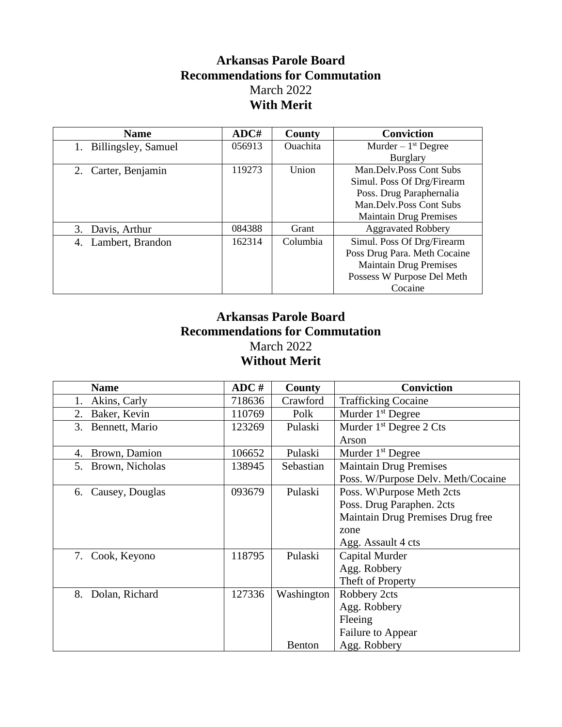# Arkansas Parole Board
## Recommendations for Commutation
March 2022
**With Merit**

| Name | ADC# | County | Conviction |
|---|---|---|---|
| 1. Billingsley, Samuel | 056913 | Ouachita | Murder – 1st Degree<br>Burglary |
| 2. Carter, Benjamin | 119273 | Union | Man.Delv.Poss Cont Subs<br>Simul. Poss Of Drg/Firearm<br>Poss. Drug Paraphernalia<br>Man.Delv.Poss Cont Subs<br>Maintain Drug Premises |
| 3. Davis, Arthur | 084388 | Grant | Aggravated Robbery |
| 4. Lambert, Brandon | 162314 | Columbia | Simul. Poss Of Drg/Firearm<br>Poss Drug Para. Meth Cocaine<br>Maintain Drug Premises<br>Possess W Purpose Del Meth Cocaine |

# Arkansas Parole Board
## Recommendations for Commutation
March 2022
**Without Merit**

| Name | ADC # | County | Conviction |
|---|---|---|---|
| 1. Akins, Carly | 718636 | Crawford | Trafficking Cocaine |
| 2. Baker, Kevin | 110769 | Polk | Murder 1st Degree |
| 3. Bennett, Mario | 123269 | Pulaski | Murder 1st Degree 2 Cts<br>Arson |
| 4. Brown, Damion | 106652 | Pulaski | Murder 1st Degree |
| 5. Brown, Nicholas | 138945 | Sebastian | Maintain Drug Premises<br>Poss. W/Purpose Delv. Meth/Cocaine |
| 6. Causey, Douglas | 093679 | Pulaski | Poss. W\Purpose Meth 2cts<br>Poss. Drug Paraphen. 2cts<br>Maintain Drug Premises Drug free zone<br>Agg. Assault 4 cts |
| 7. Cook, Keyono | 118795 | Pulaski | Capital Murder<br>Agg. Robbery<br>Theft of Property |
| 8. Dolan, Richard | 127336 | Washington<br><br><br><br>Benton | Robbery 2cts<br>Agg. Robbery<br>Fleeing<br>Failure to Appear<br>Agg. Robbery |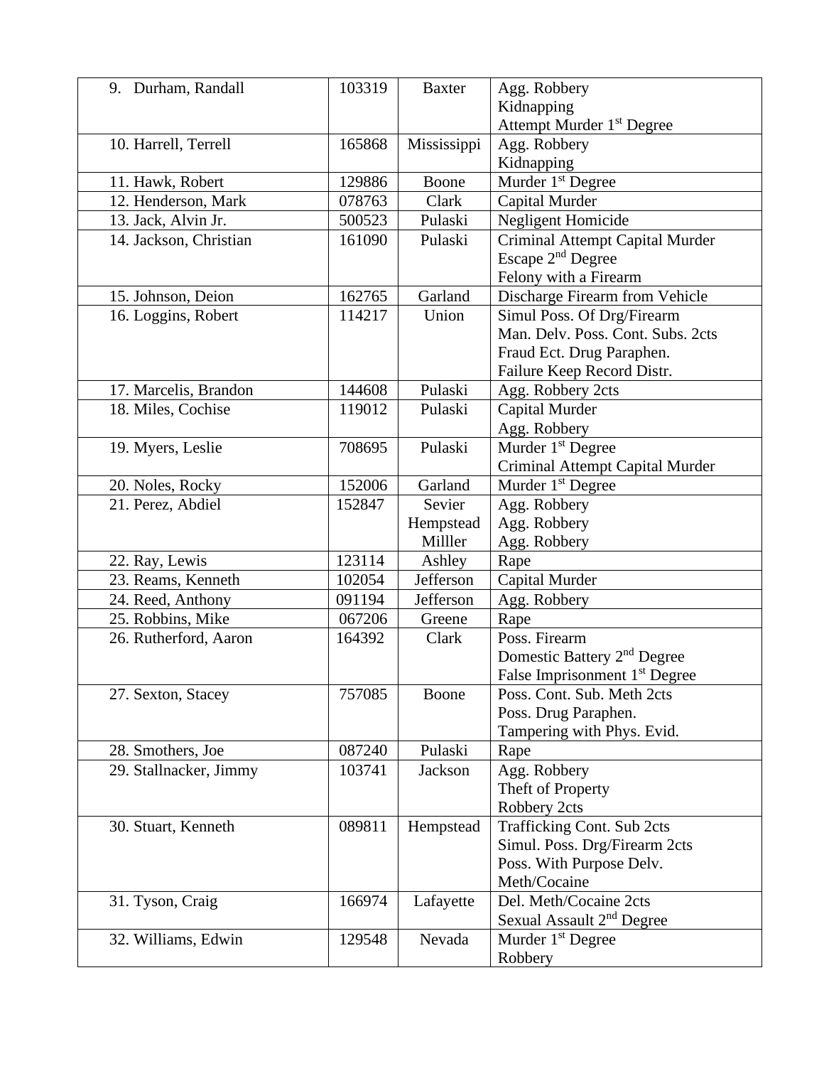| | | | |
|---|---|---|---|
| 9. Durham, Randall | 103319 | Baxter | Agg. Robbery<br>Kidnapping<br>Attempt Murder 1st Degree |
| 10. Harrell, Terrell | 165868 | Mississippi | Agg. Robbery<br>Kidnapping |
| 11. Hawk, Robert | 129886 | Boone | Murder 1st Degree |
| 12. Henderson, Mark | 078763 | Clark | Capital Murder |
| 13. Jack, Alvin Jr. | 500523 | Pulaski | Negligent Homicide |
| 14. Jackson, Christian | 161090 | Pulaski | Criminal Attempt Capital Murder<br>Escape 2nd Degree<br>Felony with a Firearm |
| 15. Johnson, Deion | 162765 | Garland | Discharge Firearm from Vehicle |
| 16. Loggins, Robert | 114217 | Union | Simul Poss. Of Drg/Firearm<br>Man. Delv. Poss. Cont. Subs. 2cts<br>Fraud Ect. Drug Paraphen.<br>Failure Keep Record Distr. |
| 17. Marcelis, Brandon | 144608 | Pulaski | Agg. Robbery 2cts |
| 18. Miles, Cochise | 119012 | Pulaski | Capital Murder<br>Agg. Robbery |
| 19. Myers, Leslie | 708695 | Pulaski | Murder 1st Degree<br>Criminal Attempt Capital Murder |
| 20. Noles, Rocky | 152006 | Garland | Murder 1st Degree |
| 21. Perez, Abdiel | 152847 | Sevier<br>Hempstead<br>Milller | Agg. Robbery<br>Agg. Robbery<br>Agg. Robbery |
| 22. Ray, Lewis | 123114 | Ashley | Rape |
| 23. Reams, Kenneth | 102054 | Jefferson | Capital Murder |
| 24. Reed, Anthony | 091194 | Jefferson | Agg. Robbery |
| 25. Robbins, Mike | 067206 | Greene | Rape |
| 26. Rutherford, Aaron | 164392 | Clark | Poss. Firearm<br>Domestic Battery 2nd Degree<br>False Imprisonment 1st Degree |
| 27. Sexton, Stacey | 757085 | Boone | Poss. Cont. Sub. Meth 2cts<br>Poss. Drug Paraphen.<br>Tampering with Phys. Evid. |
| 28. Smothers, Joe | 087240 | Pulaski | Rape |
| 29. Stallnacker, Jimmy | 103741 | Jackson | Agg. Robbery<br>Theft of Property<br>Robbery 2cts |
| 30. Stuart, Kenneth | 089811 | Hempstead | Trafficking Cont. Sub 2cts<br>Simul. Poss. Drg/Firearm 2cts<br>Poss. With Purpose Delv.<br>Meth/Cocaine |
| 31. Tyson, Craig | 166974 | Lafayette | Del. Meth/Cocaine 2cts<br>Sexual Assault 2nd Degree |
| 32. Williams, Edwin | 129548 | Nevada | Murder 1st Degree<br>Robbery |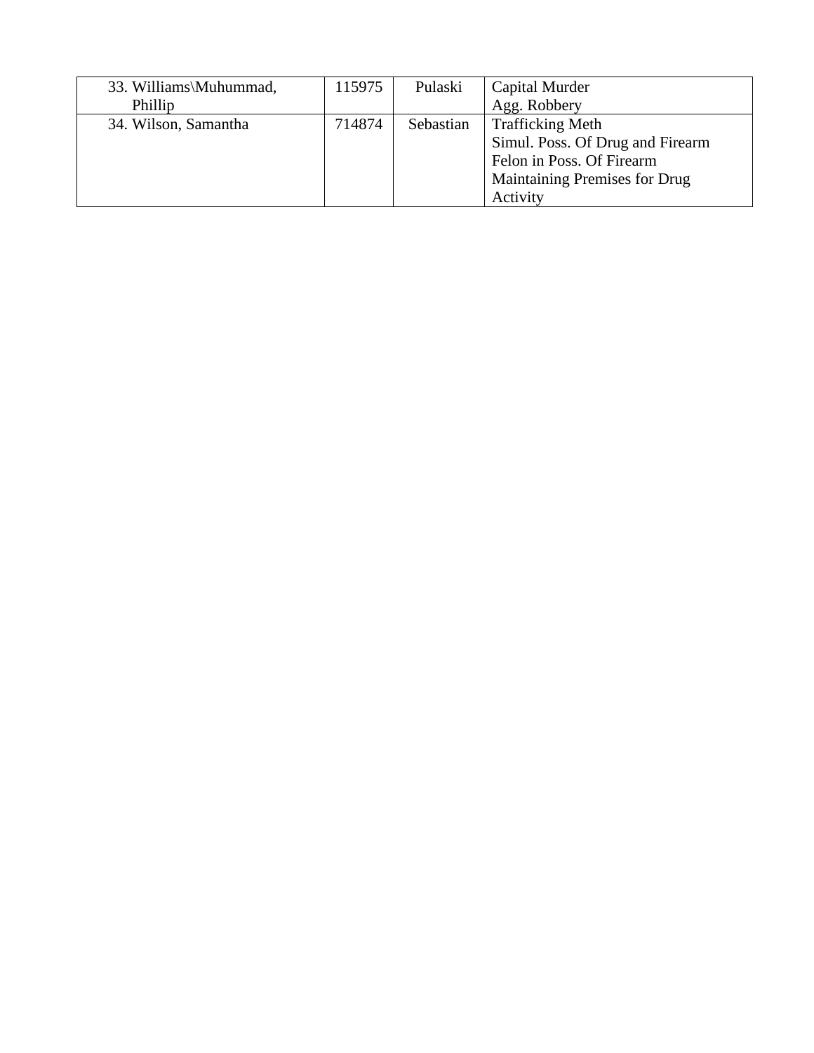| | | | |
|---|---|---|---|
| 33. Williams\Muhummad, Phillip | 115975 | Pulaski | Capital Murder<br>Agg. Robbery |
| 34. Wilson, Samantha | 714874 | Sebastian | Trafficking Meth<br>Simul. Poss. Of Drug and Firearm<br>Felon in Poss. Of Firearm<br>Maintaining Premises for Drug Activity |